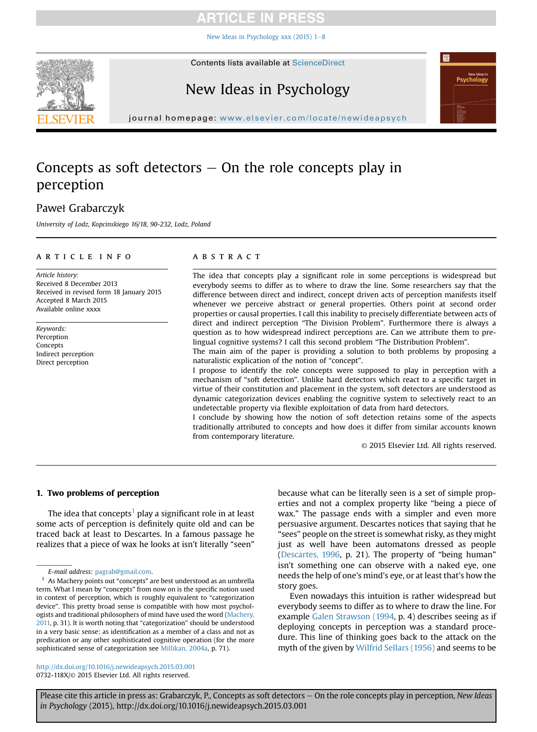# Concepts as soft detectors — On the role concepts play in perception

Paweł Grabarczyk

*University of Lodz, Kopcinskiego 16/18, 90-232, Lodz, Poland*

## ARTICLE INFO

*Article history:*
Received 8 December 2013
Received in revised form 18 January 2015
Accepted 8 March 2015
Available online xxxx

*Keywords:*
Perception
Concepts
Indirect perception
Direct perception

## ABSTRACT

The idea that concepts play a significant role in some perceptions is widespread but everybody seems to differ as to where to draw the line. Some researchers say that the difference between direct and indirect, concept driven acts of perception manifests itself whenever we perceive abstract or general properties. Others point at second order properties or causal properties. I call this inability to precisely differentiate between acts of direct and indirect perception "The Division Problem". Furthermore there is always a question as to how widespread indirect perceptions are. Can we attribute them to pre-lingual cognitive systems? I call this second problem "The Distribution Problem".

The main aim of the paper is providing a solution to both problems by proposing a naturalistic explication of the notion of "concept".

I propose to identify the role concepts were supposed to play in perception with a mechanism of "soft detection". Unlike hard detectors which react to a specific target in virtue of their constitution and placement in the system, soft detectors are understood as dynamic categorization devices enabling the cognitive system to selectively react to an undetectable property via flexible exploitation of data from hard detectors.

I conclude by showing how the notion of soft detection retains some of the aspects traditionally attributed to concepts and how does it differ from similar accounts known from contemporary literature.

© 2015 Elsevier Ltd. All rights reserved.

## 1. Two problems of perception

The idea that concepts[1] play a significant role in at least some acts of perception is definitely quite old and can be traced back at least to Descartes. In a famous passage he realizes that a piece of wax he looks at isn't literally "seen" because what can be literally seen is a set of simple properties and not a complex property like "being a piece of wax." The passage ends with a simpler and even more persuasive argument. Descartes notices that saying that he "sees" people on the street is somewhat risky, as they might just as well have been automatons dressed as people (Descartes, 1996, p. 21). The property of "being human" isn't something one can observe with a naked eye, one needs the help of one's mind's eye, or at least that's how the story goes.

Even nowadays this intuition is rather widespread but everybody seems to differ as to where to draw the line. For example Galen Strawson (1994, p. 4) describes seeing as if deploying concepts in perception was a standard procedure. This line of thinking goes back to the attack on the myth of the given by Wilfrid Sellars (1956) and seems to be

---

*E-mail address:* pagrab@gmail.com.

[1] As Machery points out "concepts" are best understood as an umbrella term. What I mean by "concepts" from now on is the specific notion used in context of perception, which is roughly equivalent to "categorization device". This pretty broad sense is compatible with how most psychologists and traditional philosophers of mind have used the word (Machery, 2011, p. 31). It is worth noting that "categorization" should be understood in a very basic sense: as identification as a member of a class and not as predication or any other sophisticated cognitive operation (for the more sophisticated sense of categorization see Millikan, 2004a, p. 71).

http://dx.doi.org/10.1016/j.newideapsych.2015.03.001
0732-118X/© 2015 Elsevier Ltd. All rights reserved.

Please cite this article in press as: Grabarczyk, P., Concepts as soft detectors — On the role concepts play in perception, *New Ideas in Psychology* (2015), http://dx.doi.org/10.1016/j.newideapsych.2015.03.001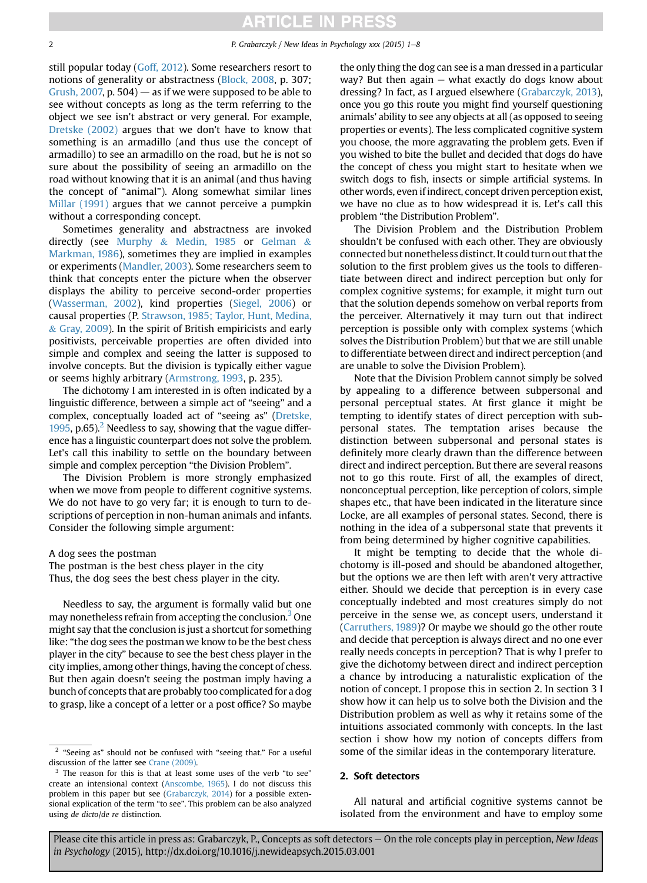still popular today (Goff, 2012). Some researchers resort to notions of generality or abstractness (Block, 2008, p. 307; Grush, 2007, p. 504) — as if we were supposed to be able to see without concepts as long as the term referring to the object we see isn't abstract or very general. For example, Dretske (2002) argues that we don't have to know that something is an armadillo (and thus use the concept of armadillo) to see an armadillo on the road, but he is not so sure about the possibility of seeing an armadillo on the road without knowing that it is an animal (and thus having the concept of "animal"). Along somewhat similar lines Millar (1991) argues that we cannot perceive a pumpkin without a corresponding concept.

Sometimes generality and abstractness are invoked directly (see Murphy & Medin, 1985 or Gelman & Markman, 1986), sometimes they are implied in examples or experiments (Mandler, 2003). Some researchers seem to think that concepts enter the picture when the observer displays the ability to perceive second-order properties (Wasserman, 2002), kind properties (Siegel, 2006) or causal properties (P. Strawson, 1985; Taylor, Hunt, Medina, & Gray, 2009). In the spirit of British empiricists and early positivists, perceivable properties are often divided into simple and complex and seeing the latter is supposed to involve concepts. But the division is typically either vague or seems highly arbitrary (Armstrong, 1993, p. 235).

The dichotomy I am interested in is often indicated by a linguistic difference, between a simple act of "seeing" and a complex, conceptually loaded act of "seeing as" (Dretske, 1995, p.65).[2] Needless to say, showing that the vague difference has a linguistic counterpart does not solve the problem. Let's call this inability to settle on the boundary between simple and complex perception "the Division Problem".

The Division Problem is more strongly emphasized when we move from people to different cognitive systems. We do not have to go very far; it is enough to turn to descriptions of perception in non-human animals and infants. Consider the following simple argument:

A dog sees the postman
The postman is the best chess player in the city
Thus, the dog sees the best chess player in the city.

Needless to say, the argument is formally valid but one may nonetheless refrain from accepting the conclusion.[3] One might say that the conclusion is just a shortcut for something like: "the dog sees the postman we know to be the best chess player in the city" because to see the best chess player in the city implies, among other things, having the concept of chess. But then again doesn't seeing the postman imply having a bunch of concepts that are probably too complicated for a dog to grasp, like a concept of a letter or a post office? So maybe the only thing the dog can see is a man dressed in a particular way? But then again — what exactly do dogs know about dressing? In fact, as I argued elsewhere (Grabarczyk, 2013), once you go this route you might find yourself questioning animals' ability to see any objects at all (as opposed to seeing properties or events). The less complicated cognitive system you choose, the more aggravating the problem gets. Even if you wished to bite the bullet and decided that dogs do have the concept of chess you might start to hesitate when we switch dogs to fish, insects or simple artificial systems. In other words, even if indirect, concept driven perception exist, we have no clue as to how widespread it is. Let's call this problem "the Distribution Problem".

The Division Problem and the Distribution Problem shouldn't be confused with each other. They are obviously connected but nonetheless distinct. It could turn out that the solution to the first problem gives us the tools to differentiate between direct and indirect perception but only for complex cognitive systems; for example, it might turn out that the solution depends somehow on verbal reports from the perceiver. Alternatively it may turn out that indirect perception is possible only with complex systems (which solves the Distribution Problem) but that we are still unable to differentiate between direct and indirect perception (and are unable to solve the Division Problem).

Note that the Division Problem cannot simply be solved by appealing to a difference between subpersonal and personal perceptual states. At first glance it might be tempting to identify states of direct perception with subpersonal states. The temptation arises because the distinction between subpersonal and personal states is definitely more clearly drawn than the difference between direct and indirect perception. But there are several reasons not to go this route. First of all, the examples of direct, nonconceptual perception, like perception of colors, simple shapes etc., that have been indicated in the literature since Locke, are all examples of personal states. Second, there is nothing in the idea of a subpersonal state that prevents it from being determined by higher cognitive capabilities.

It might be tempting to decide that the whole dichotomy is ill-posed and should be abandoned altogether, but the options we are then left with aren't very attractive either. Should we decide that perception is in every case conceptually indebted and most creatures simply do not perceive in the sense we, as concept users, understand it (Carruthers, 1989)? Or maybe we should go the other route and decide that perception is always direct and no one ever really needs concepts in perception? That is why I prefer to give the dichotomy between direct and indirect perception a chance by introducing a naturalistic explication of the notion of concept. I propose this in section 2. In section 3 I show how it can help us to solve both the Division and the Distribution problem as well as why it retains some of the intuitions associated commonly with concepts. In the last section i show how my notion of concepts differs from some of the similar ideas in the contemporary literature.

## 2. Soft detectors

All natural and artificial cognitive systems cannot be isolated from the environment and have to employ some

[2] "Seeing as" should not be confused with "seeing that." For a useful discussion of the latter see Crane (2009).

[3] The reason for this is that at least some uses of the verb "to see" create an intensional context (Anscombe, 1965). I do not discuss this problem in this paper but see (Grabarczyk, 2014) for a possible extensional explication of the term "to see". This problem can be also analyzed using *de dicto*/*de re* distinction.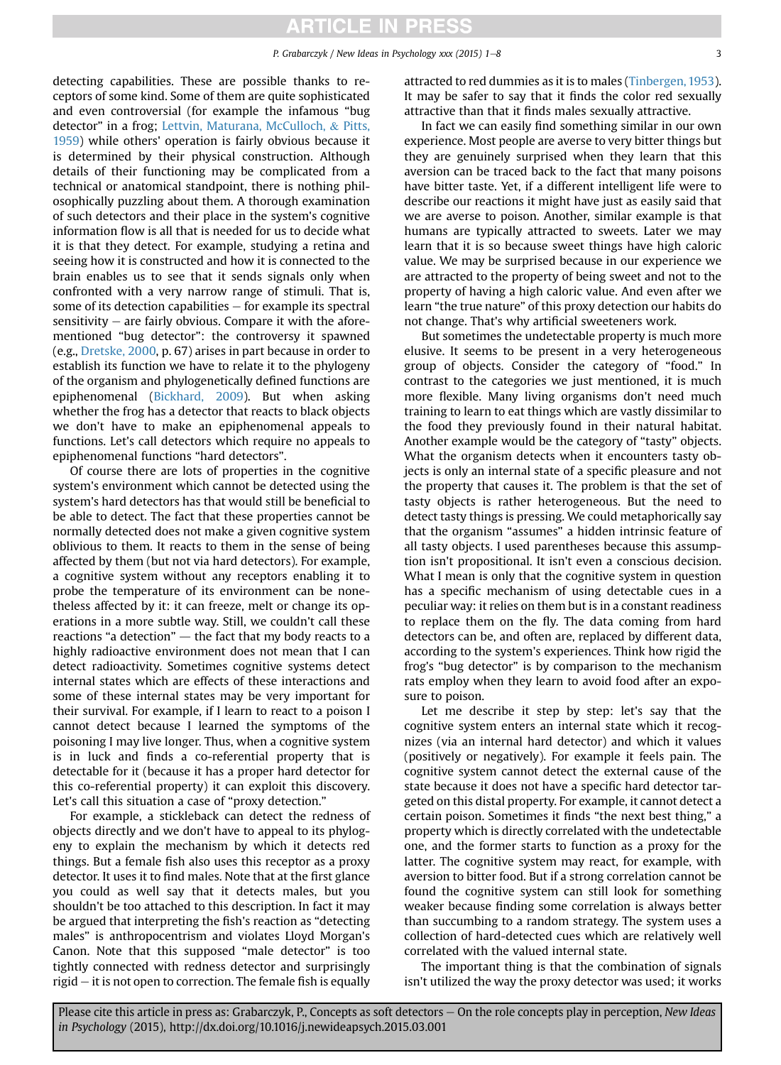detecting capabilities. These are possible thanks to receptors of some kind. Some of them are quite sophisticated and even controversial (for example the infamous "bug detector" in a frog; Lettvin, Maturana, McCulloch, & Pitts, 1959) while others' operation is fairly obvious because it is determined by their physical construction. Although details of their functioning may be complicated from a technical or anatomical standpoint, there is nothing philosophically puzzling about them. A thorough examination of such detectors and their place in the system's cognitive information flow is all that is needed for us to decide what it is that they detect. For example, studying a retina and seeing how it is constructed and how it is connected to the brain enables us to see that it sends signals only when confronted with a very narrow range of stimuli. That is, some of its detection capabilities – for example its spectral sensitivity – are fairly obvious. Compare it with the aforementioned "bug detector": the controversy it spawned (e.g., Dretske, 2000, p. 67) arises in part because in order to establish its function we have to relate it to the phylogeny of the organism and phylogenetically defined functions are epiphenomenal (Bickhard, 2009). But when asking whether the frog has a detector that reacts to black objects we don't have to make an epiphenomenal appeals to functions. Let's call detectors which require no appeals to epiphenomenal functions "hard detectors".

Of course there are lots of properties in the cognitive system's environment which cannot be detected using the system's hard detectors has that would still be beneficial to be able to detect. The fact that these properties cannot be normally detected does not make a given cognitive system oblivious to them. It reacts to them in the sense of being affected by them (but not via hard detectors). For example, a cognitive system without any receptors enabling it to probe the temperature of its environment can be nonetheless affected by it: it can freeze, melt or change its operations in a more subtle way. Still, we couldn't call these reactions "a detection" — the fact that my body reacts to a highly radioactive environment does not mean that I can detect radioactivity. Sometimes cognitive systems detect internal states which are effects of these interactions and some of these internal states may be very important for their survival. For example, if I learn to react to a poison I cannot detect because I learned the symptoms of the poisoning I may live longer. Thus, when a cognitive system is in luck and finds a co-referential property that is detectable for it (because it has a proper hard detector for this co-referential property) it can exploit this discovery. Let's call this situation a case of "proxy detection."

For example, a stickleback can detect the redness of objects directly and we don't have to appeal to its phylogeny to explain the mechanism by which it detects red things. But a female fish also uses this receptor as a proxy detector. It uses it to find males. Note that at the first glance you could as well say that it detects males, but you shouldn't be too attached to this description. In fact it may be argued that interpreting the fish's reaction as "detecting males" is anthropocentrism and violates Lloyd Morgan's Canon. Note that this supposed "male detector" is too tightly connected with redness detector and surprisingly rigid – it is not open to correction. The female fish is equally attracted to red dummies as it is to males (Tinbergen, 1953). It may be safer to say that it finds the color red sexually attractive than that it finds males sexually attractive.

In fact we can easily find something similar in our own experience. Most people are averse to very bitter things but they are genuinely surprised when they learn that this aversion can be traced back to the fact that many poisons have bitter taste. Yet, if a different intelligent life were to describe our reactions it might have just as easily said that we are averse to poison. Another, similar example is that humans are typically attracted to sweets. Later we may learn that it is so because sweet things have high caloric value. We may be surprised because in our experience we are attracted to the property of being sweet and not to the property of having a high caloric value. And even after we learn "the true nature" of this proxy detection our habits do not change. That's why artificial sweeteners work.

But sometimes the undetectable property is much more elusive. It seems to be present in a very heterogeneous group of objects. Consider the category of "food." In contrast to the categories we just mentioned, it is much more flexible. Many living organisms don't need much training to learn to eat things which are vastly dissimilar to the food they previously found in their natural habitat. Another example would be the category of "tasty" objects. What the organism detects when it encounters tasty objects is only an internal state of a specific pleasure and not the property that causes it. The problem is that the set of tasty objects is rather heterogeneous. But the need to detect tasty things is pressing. We could metaphorically say that the organism "assumes" a hidden intrinsic feature of all tasty objects. I used parentheses because this assumption isn't propositional. It isn't even a conscious decision. What I mean is only that the cognitive system in question has a specific mechanism of using detectable cues in a peculiar way: it relies on them but is in a constant readiness to replace them on the fly. The data coming from hard detectors can be, and often are, replaced by different data, according to the system's experiences. Think how rigid the frog's "bug detector" is by comparison to the mechanism rats employ when they learn to avoid food after an exposure to poison.

Let me describe it step by step: let's say that the cognitive system enters an internal state which it recognizes (via an internal hard detector) and which it values (positively or negatively). For example it feels pain. The cognitive system cannot detect the external cause of the state because it does not have a specific hard detector targeted on this distal property. For example, it cannot detect a certain poison. Sometimes it finds "the next best thing," a property which is directly correlated with the undetectable one, and the former starts to function as a proxy for the latter. The cognitive system may react, for example, with aversion to bitter food. But if a strong correlation cannot be found the cognitive system can still look for something weaker because finding some correlation is always better than succumbing to a random strategy. The system uses a collection of hard-detected cues which are relatively well correlated with the valued internal state.

The important thing is that the combination of signals isn't utilized the way the proxy detector was used; it works

Please cite this article in press as: Grabarczyk, P., Concepts as soft detectors – On the role concepts play in perception, *New Ideas in Psychology* (2015), http://dx.doi.org/10.1016/j.newideapsych.2015.03.001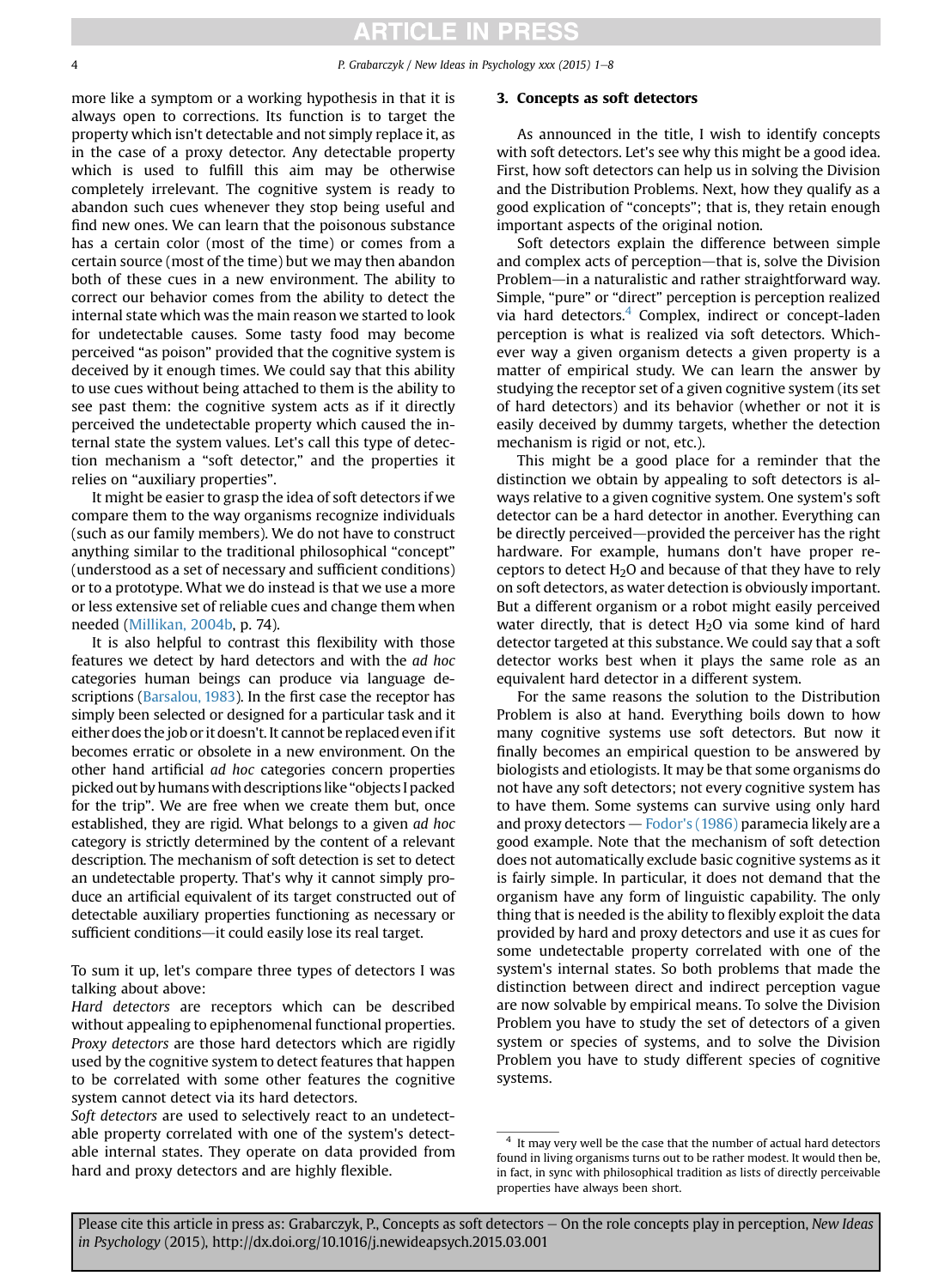more like a symptom or a working hypothesis in that it is always open to corrections. Its function is to target the property which isn't detectable and not simply replace it, as in the case of a proxy detector. Any detectable property which is used to fulfill this aim may be otherwise completely irrelevant. The cognitive system is ready to abandon such cues whenever they stop being useful and find new ones. We can learn that the poisonous substance has a certain color (most of the time) or comes from a certain source (most of the time) but we may then abandon both of these cues in a new environment. The ability to correct our behavior comes from the ability to detect the internal state which was the main reason we started to look for undetectable causes. Some tasty food may become perceived "as poison" provided that the cognitive system is deceived by it enough times. We could say that this ability to use cues without being attached to them is the ability to see past them: the cognitive system acts as if it directly perceived the undetectable property which caused the internal state the system values. Let's call this type of detection mechanism a "soft detector," and the properties it relies on "auxiliary properties".

It might be easier to grasp the idea of soft detectors if we compare them to the way organisms recognize individuals (such as our family members). We do not have to construct anything similar to the traditional philosophical "concept" (understood as a set of necessary and sufficient conditions) or to a prototype. What we do instead is that we use a more or less extensive set of reliable cues and change them when needed (Millikan, 2004b, p. 74).

It is also helpful to contrast this flexibility with those features we detect by hard detectors and with the *ad hoc* categories human beings can produce via language descriptions (Barsalou, 1983). In the first case the receptor has simply been selected or designed for a particular task and it either does the job or it doesn't. It cannot be replaced even if it becomes erratic or obsolete in a new environment. On the other hand artificial *ad hoc* categories concern properties picked out by humans with descriptions like "objects I packed for the trip". We are free when we create them but, once established, they are rigid. What belongs to a given *ad hoc* category is strictly determined by the content of a relevant description. The mechanism of soft detection is set to detect an undetectable property. That's why it cannot simply produce an artificial equivalent of its target constructed out of detectable auxiliary properties functioning as necessary or sufficient conditions—it could easily lose its real target.

To sum it up, let's compare three types of detectors I was talking about above:

*Hard detectors* are receptors which can be described without appealing to epiphenomenal functional properties.

*Proxy detectors* are those hard detectors which are rigidly used by the cognitive system to detect features that happen to be correlated with some other features the cognitive system cannot detect via its hard detectors.

*Soft detectors* are used to selectively react to an undetectable property correlated with one of the system's detectable internal states. They operate on data provided from hard and proxy detectors and are highly flexible.

## 3. Concepts as soft detectors

As announced in the title, I wish to identify concepts with soft detectors. Let's see why this might be a good idea. First, how soft detectors can help us in solving the Division and the Distribution Problems. Next, how they qualify as a good explication of "concepts"; that is, they retain enough important aspects of the original notion.

Soft detectors explain the difference between simple and complex acts of perception—that is, solve the Division Problem—in a naturalistic and rather straightforward way. Simple, "pure" or "direct" perception is perception realized via hard detectors.[4] Complex, indirect or concept-laden perception is what is realized via soft detectors. Whichever way a given organism detects a given property is a matter of empirical study. We can learn the answer by studying the receptor set of a given cognitive system (its set of hard detectors) and its behavior (whether or not it is easily deceived by dummy targets, whether the detection mechanism is rigid or not, etc.).

This might be a good place for a reminder that the distinction we obtain by appealing to soft detectors is always relative to a given cognitive system. One system's soft detector can be a hard detector in another. Everything can be directly perceived—provided the perceiver has the right hardware. For example, humans don't have proper receptors to detect $H_2O$ and because of that they have to rely on soft detectors, as water detection is obviously important. But a different organism or a robot might easily perceived water directly, that is detect $H_2O$ via some kind of hard detector targeted at this substance. We could say that a soft detector works best when it plays the same role as an equivalent hard detector in a different system.

For the same reasons the solution to the Distribution Problem is also at hand. Everything boils down to how many cognitive systems use soft detectors. But now it finally becomes an empirical question to be answered by biologists and etiologists. It may be that some organisms do not have any soft detectors; not every cognitive system has to have them. Some systems can survive using only hard and proxy detectors — Fodor's (1986) paramecia likely are a good example. Note that the mechanism of soft detection does not automatically exclude basic cognitive systems as it is fairly simple. In particular, it does not demand that the organism have any form of linguistic capability. The only thing that is needed is the ability to flexibly exploit the data provided by hard and proxy detectors and use it as cues for some undetectable property correlated with one of the system's internal states. So both problems that made the distinction between direct and indirect perception vague are now solvable by empirical means. To solve the Division Problem you have to study the set of detectors of a given system or species of systems, and to solve the Division Problem you have to study different species of cognitive systems.

[4] It may very well be the case that the number of actual hard detectors found in living organisms turns out to be rather modest. It would then be, in fact, in sync with philosophical tradition as lists of directly perceivable properties have always been short.

Please cite this article in press as: Grabarczyk, P., Concepts as soft detectors — On the role concepts play in perception, *New Ideas in Psychology* (2015), http://dx.doi.org/10.1016/j.newideapsych.2015.03.001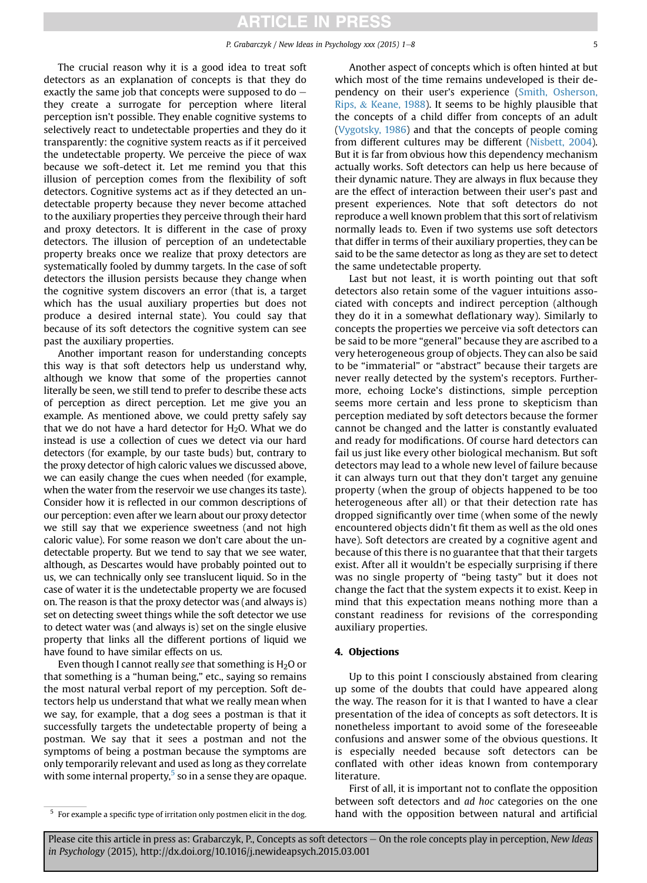The crucial reason why it is a good idea to treat soft detectors as an explanation of concepts is that they do exactly the same job that concepts were supposed to do — they create a surrogate for perception where literal perception isn't possible. They enable cognitive systems to selectively react to undetectable properties and they do it transparently: the cognitive system reacts as if it perceived the undetectable property. We perceive the piece of wax because we soft-detect it. Let me remind you that this illusion of perception comes from the flexibility of soft detectors. Cognitive systems act as if they detected an undetectable property because they never become attached to the auxiliary properties they perceive through their hard and proxy detectors. It is different in the case of proxy detectors. The illusion of perception of an undetectable property breaks once we realize that proxy detectors are systematically fooled by dummy targets. In the case of soft detectors the illusion persists because they change when the cognitive system discovers an error (that is, a target which has the usual auxiliary properties but does not produce a desired internal state). You could say that because of its soft detectors the cognitive system can see past the auxiliary properties.

Another important reason for understanding concepts this way is that soft detectors help us understand why, although we know that some of the properties cannot literally be seen, we still tend to prefer to describe these acts of perception as direct perception. Let me give you an example. As mentioned above, we could pretty safely say that we do not have a hard detector for $H_2O$. What we do instead is use a collection of cues we detect via our hard detectors (for example, by our taste buds) but, contrary to the proxy detector of high caloric values we discussed above, we can easily change the cues when needed (for example, when the water from the reservoir we use changes its taste). Consider how it is reflected in our common descriptions of our perception: even after we learn about our proxy detector we still say that we experience sweetness (and not high caloric value). For some reason we don't care about the undetectable property. But we tend to say that we see water, although, as Descartes would have probably pointed out to us, we can technically only see translucent liquid. So in the case of water it is the undetectable property we are focused on. The reason is that the proxy detector was (and always is) set on detecting sweet things while the soft detector we use to detect water was (and always is) set on the single elusive property that links all the different portions of liquid we have found to have similar effects on us.

Even though I cannot really *see* that something is $H_2O$ or that something is a "human being," etc., saying so remains the most natural verbal report of my perception. Soft detectors help us understand that what we really mean when we say, for example, that a dog sees a postman is that it successfully targets the undetectable property of being a postman. We say that it sees a postman and not the symptoms of being a postman because the symptoms are only temporarily relevant and used as long as they correlate with some internal property,[5] so in a sense they are opaque.

Another aspect of concepts which is often hinted at but which most of the time remains undeveloped is their dependency on their user's experience (Smith, Osherson, Rips, & Keane, 1988). It seems to be highly plausible that the concepts of a child differ from concepts of an adult (Vygotsky, 1986) and that the concepts of people coming from different cultures may be different (Nisbett, 2004). But it is far from obvious how this dependency mechanism actually works. Soft detectors can help us here because of their dynamic nature. They are always in flux because they are the effect of interaction between their user's past and present experiences. Note that soft detectors do not reproduce a well known problem that this sort of relativism normally leads to. Even if two systems use soft detectors that differ in terms of their auxiliary properties, they can be said to be the same detector as long as they are set to detect the same undetectable property.

Last but not least, it is worth pointing out that soft detectors also retain some of the vaguer intuitions associated with concepts and indirect perception (although they do it in a somewhat deflationary way). Similarly to concepts the properties we perceive via soft detectors can be said to be more "general" because they are ascribed to a very heterogeneous group of objects. They can also be said to be "immaterial" or "abstract" because their targets are never really detected by the system's receptors. Furthermore, echoing Locke's distinctions, simple perception seems more certain and less prone to skepticism than perception mediated by soft detectors because the former cannot be changed and the latter is constantly evaluated and ready for modifications. Of course hard detectors can fail us just like every other biological mechanism. But soft detectors may lead to a whole new level of failure because it can always turn out that they don't target any genuine property (when the group of objects happened to be too heterogeneous after all) or that their detection rate has dropped significantly over time (when some of the newly encountered objects didn't fit them as well as the old ones have). Soft detectors are created by a cognitive agent and because of this there is no guarantee that that their targets exist. After all it wouldn't be especially surprising if there was no single property of "being tasty" but it does not change the fact that the system expects it to exist. Keep in mind that this expectation means nothing more than a constant readiness for revisions of the corresponding auxiliary properties.

## 4. Objections

Up to this point I consciously abstained from clearing up some of the doubts that could have appeared along the way. The reason for it is that I wanted to have a clear presentation of the idea of concepts as soft detectors. It is nonetheless important to avoid some of the foreseeable confusions and answer some of the obvious questions. It is especially needed because soft detectors can be conflated with other ideas known from contemporary literature.

First of all, it is important not to conflate the opposition between soft detectors and *ad hoc* categories on the one hand with the opposition between natural and artificial

---

[5] For example a specific type of irritation only postmen elicit in the dog.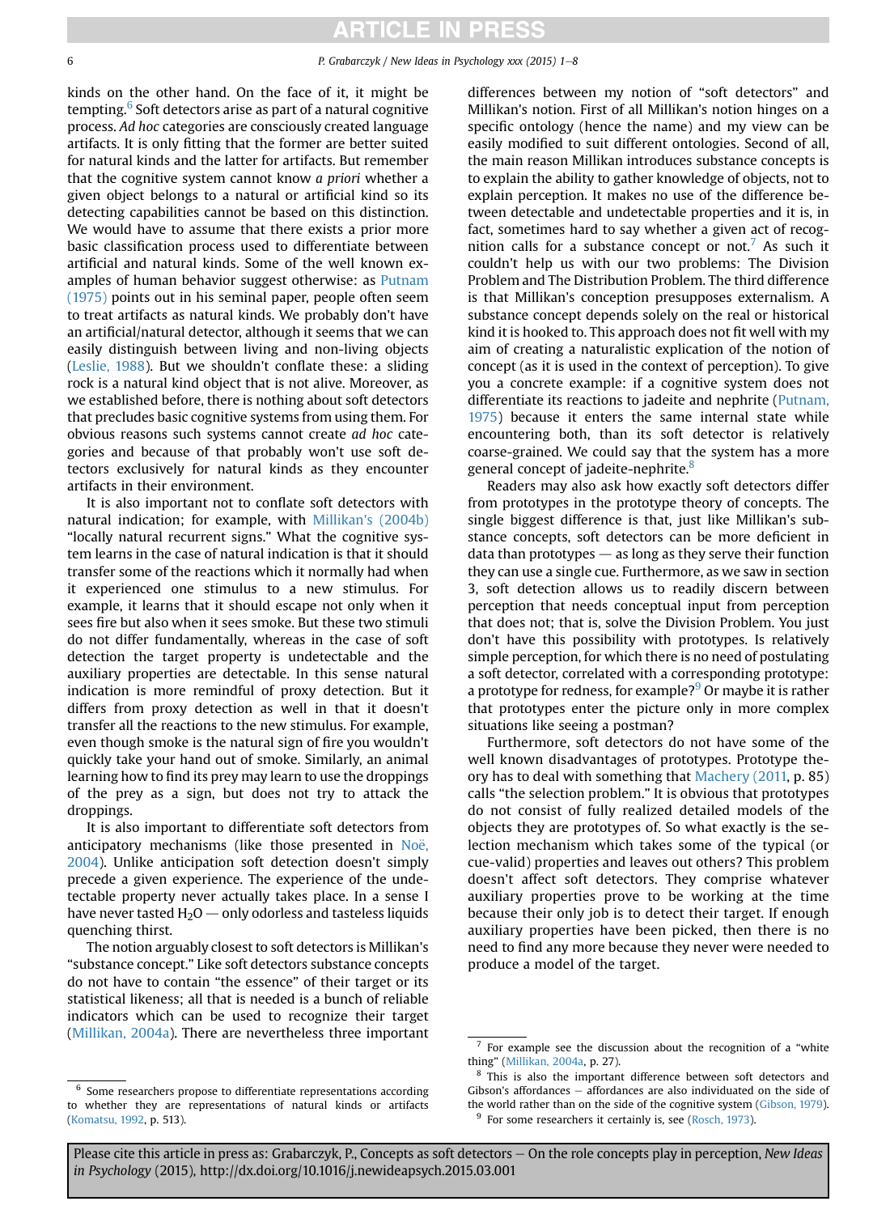kinds on the other hand. On the face of it, it might be tempting.[6] Soft detectors arise as part of a natural cognitive process. *Ad hoc* categories are consciously created language artifacts. It is only fitting that the former are better suited for natural kinds and the latter for artifacts. But remember that the cognitive system cannot know *a priori* whether a given object belongs to a natural or artificial kind so its detecting capabilities cannot be based on this distinction. We would have to assume that there exists a prior more basic classification process used to differentiate between artificial and natural kinds. Some of the well known examples of human behavior suggest otherwise: as Putnam (1975) points out in his seminal paper, people often seem to treat artifacts as natural kinds. We probably don't have an artificial/natural detector, although it seems that we can easily distinguish between living and non-living objects (Leslie, 1988). But we shouldn't conflate these: a sliding rock is a natural kind object that is not alive. Moreover, as we established before, there is nothing about soft detectors that precludes basic cognitive systems from using them. For obvious reasons such systems cannot create *ad hoc* categories and because of that probably won't use soft detectors exclusively for natural kinds as they encounter artifacts in their environment.

It is also important not to conflate soft detectors with natural indication; for example, with Millikan's (2004b) "locally natural recurrent signs." What the cognitive system learns in the case of natural indication is that it should transfer some of the reactions which it normally had when it experienced one stimulus to a new stimulus. For example, it learns that it should escape not only when it sees fire but also when it sees smoke. But these two stimuli do not differ fundamentally, whereas in the case of soft detection the target property is undetectable and the auxiliary properties are detectable. In this sense natural indication is more remindful of proxy detection. But it differs from proxy detection as well in that it doesn't transfer all the reactions to the new stimulus. For example, even though smoke is the natural sign of fire you wouldn't quickly take your hand out of smoke. Similarly, an animal learning how to find its prey may learn to use the droppings of the prey as a sign, but does not try to attack the droppings.

It is also important to differentiate soft detectors from anticipatory mechanisms (like those presented in Noë, 2004). Unlike anticipation soft detection doesn't simply precede a given experience. The experience of the undetectable property never actually takes place. In a sense I have never tasted $H_2O$ — only odorless and tasteless liquids quenching thirst.

The notion arguably closest to soft detectors is Millikan's "substance concept." Like soft detectors substance concepts do not have to contain "the essence" of their target or its statistical likeness; all that is needed is a bunch of reliable indicators which can be used to recognize their target (Millikan, 2004a). There are nevertheless three important differences between my notion of "soft detectors" and Millikan's notion. First of all Millikan's notion hinges on a specific ontology (hence the name) and my view can be easily modified to suit different ontologies. Second of all, the main reason Millikan introduces substance concepts is to explain the ability to gather knowledge of objects, not to explain perception. It makes no use of the difference between detectable and undetectable properties and it is, in fact, sometimes hard to say whether a given act of recognition calls for a substance concept or not.[7] As such it couldn't help us with our two problems: The Division Problem and The Distribution Problem. The third difference is that Millikan's conception presupposes externalism. A substance concept depends solely on the real or historical kind it is hooked to. This approach does not fit well with my aim of creating a naturalistic explication of the notion of concept (as it is used in the context of perception). To give you a concrete example: if a cognitive system does not differentiate its reactions to jadeite and nephrite (Putnam, 1975) because it enters the same internal state while encountering both, than its soft detector is relatively coarse-grained. We could say that the system has a more general concept of jadeite-nephrite.[8]

Readers may also ask how exactly soft detectors differ from prototypes in the prototype theory of concepts. The single biggest difference is that, just like Millikan's substance concepts, soft detectors can be more deficient in data than prototypes — as long as they serve their function they can use a single cue. Furthermore, as we saw in section 3, soft detection allows us to readily discern between perception that needs conceptual input from perception that does not; that is, solve the Division Problem. You just don't have this possibility with prototypes. Is relatively simple perception, for which there is no need of postulating a soft detector, correlated with a corresponding prototype: a prototype for redness, for example?[9] Or maybe it is rather that prototypes enter the picture only in more complex situations like seeing a postman?

Furthermore, soft detectors do not have some of the well known disadvantages of prototypes. Prototype theory has to deal with something that Machery (2011, p. 85) calls "the selection problem." It is obvious that prototypes do not consist of fully realized detailed models of the objects they are prototypes of. So what exactly is the selection mechanism which takes some of the typical (or cue-valid) properties and leaves out others? This problem doesn't affect soft detectors. They comprise whatever auxiliary properties prove to be working at the time because their only job is to detect their target. If enough auxiliary properties have been picked, then there is no need to find any more because they never were needed to produce a model of the target.

---

[6] Some researchers propose to differentiate representations according to whether they are representations of natural kinds or artifacts (Komatsu, 1992, p. 513).

[7] For example see the discussion about the recognition of a "white thing" (Millikan, 2004a, p. 27).

[8] This is also the important difference between soft detectors and Gibson's affordances – affordances are also individuated on the side of the world rather than on the side of the cognitive system (Gibson, 1979).

[9] For some researchers it certainly is, see (Rosch, 1973).

Please cite this article in press as: Grabarczyk, P., Concepts as soft detectors – On the role concepts play in perception, *New Ideas in Psychology* (2015), http://dx.doi.org/10.1016/j.newideapsych.2015.03.001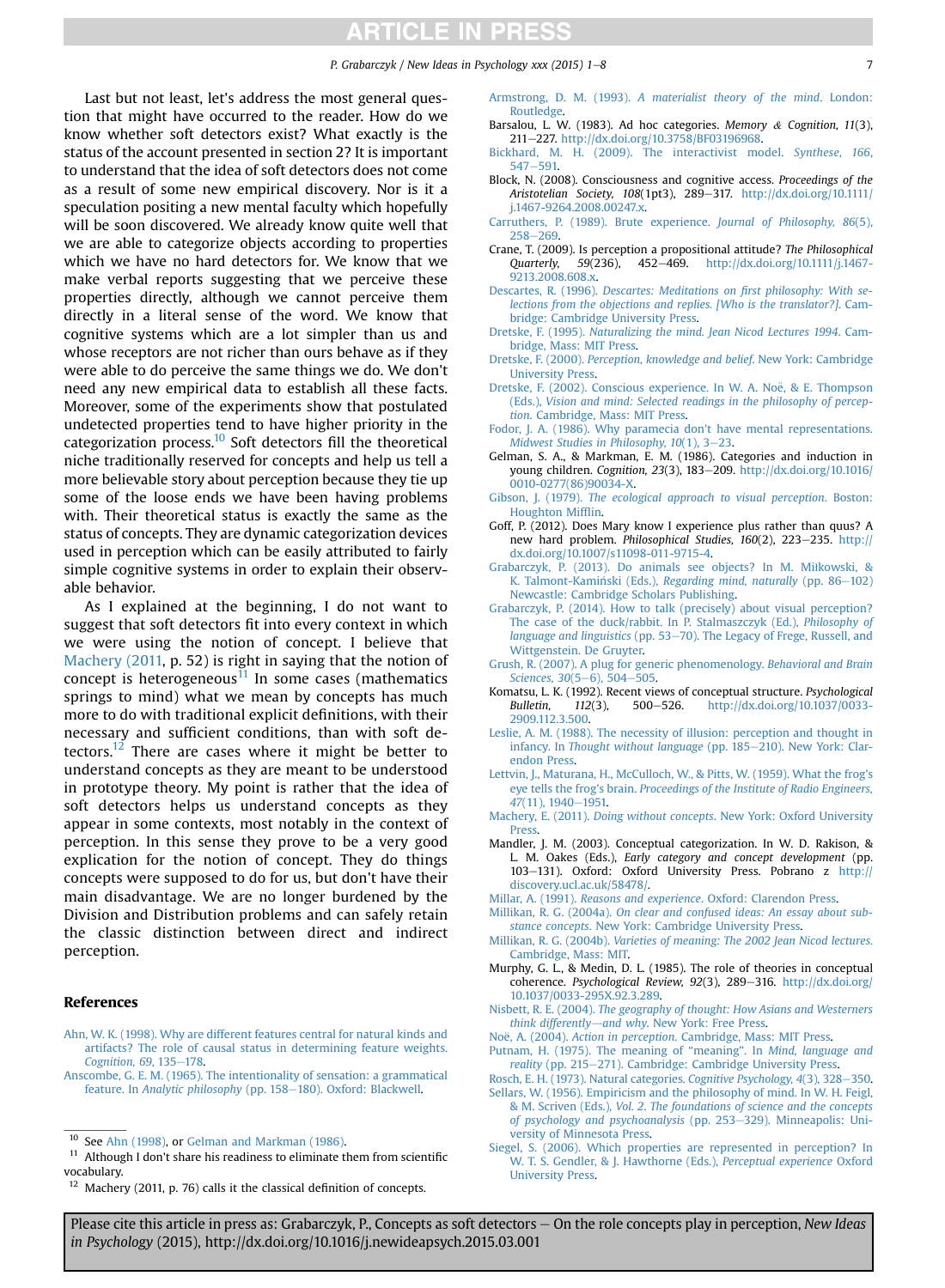Last but not least, let's address the most general question that might have occurred to the reader. How do we know whether soft detectors exist? What exactly is the status of the account presented in section 2? It is important to understand that the idea of soft detectors does not come as a result of some new empirical discovery. Nor is it a speculation positing a new mental faculty which hopefully will be soon discovered. We already know quite well that we are able to categorize objects according to properties which we have no hard detectors for. We know that we make verbal reports suggesting that we perceive these properties directly, although we cannot perceive them directly in a literal sense of the word. We know that cognitive systems which are a lot simpler than us and whose receptors are not richer than ours behave as if they were able to do perceive the same things we do. We don't need any new empirical data to establish all these facts. Moreover, some of the experiments show that postulated undetected properties tend to have higher priority in the categorization process.[10] Soft detectors fill the theoretical niche traditionally reserved for concepts and help us tell a more believable story about perception because they tie up some of the loose ends we have been having problems with. Their theoretical status is exactly the same as the status of concepts. They are dynamic categorization devices used in perception which can be easily attributed to fairly simple cognitive systems in order to explain their observable behavior.

As I explained at the beginning, I do not want to suggest that soft detectors fit into every context in which we were using the notion of concept. I believe that Machery (2011, p. 52) is right in saying that the notion of concept is heterogeneous[11] In some cases (mathematics springs to mind) what we mean by concepts has much more to do with traditional explicit definitions, with their necessary and sufficient conditions, than with soft detectors.[12] There are cases where it might be better to understand concepts as they are meant to be understood in prototype theory. My point is rather that the idea of soft detectors helps us understand concepts as they appear in some contexts, most notably in the context of perception. In this sense they prove to be a very good explication for the notion of concept. They do things concepts were supposed to do for us, but don't have their main disadvantage. We are no longer burdened by the Division and Distribution problems and can safely retain the classic distinction between direct and indirect perception.

## References

Ahn, W. K. (1998). Why are different features central for natural kinds and artifacts? The role of causal status in determining feature weights. *Cognition, 69*, 135–178.

Anscombe, G. E. M. (1965). The intentionality of sensation: a grammatical feature. In *Analytic philosophy* (pp. 158–180). Oxford: Blackwell.

Armstrong, D. M. (1993). *A materialist theory of the mind*. London: Routledge.

Barsalou, L. W. (1983). Ad hoc categories. *Memory & Cognition, 11*(3), 211–227. http://dx.doi.org/10.3758/BF03196968.

Bickhard, M. H. (2009). The interactivist model. *Synthese, 166*, 547–591.

Block, N. (2008). Consciousness and cognitive access. *Proceedings of the Aristotelian Society, 108*(1pt3), 289–317. http://dx.doi.org/10.1111/j.1467-9264.2008.00247.x.

Carruthers, P. (1989). Brute experience. *Journal of Philosophy, 86*(5), 258–269.

Crane, T. (2009). Is perception a propositional attitude? *The Philosophical Quarterly, 59*(236), 452–469. http://dx.doi.org/10.1111/j.1467-9213.2008.608.x.

Descartes, R. (1996). *Descartes: Meditations on first philosophy: With selections from the objections and replies. [Who is the translator?]*. Cambridge: Cambridge University Press.

Dretske, F. (1995). *Naturalizing the mind. Jean Nicod Lectures 1994*. Cambridge, Mass: MIT Press.

Dretske, F. (2000). *Perception, knowledge and belief*. New York: Cambridge University Press.

Dretske, F. (2002). Conscious experience. In W. A. Noë, & E. Thompson (Eds.), *Vision and mind: Selected readings in the philosophy of perception*. Cambridge, Mass: MIT Press.

Fodor, J. A. (1986). Why paramecia don't have mental representations. *Midwest Studies in Philosophy, 10*(1), 3–23.

Gelman, S. A., & Markman, E. M. (1986). Categories and induction in young children. *Cognition, 23*(3), 183–209. http://dx.doi.org/10.1016/0010-0277(86)90034-X.

Gibson, J. (1979). *The ecological approach to visual perception*. Boston: Houghton Mifflin.

Goff, P. (2012). Does Mary know I experience plus rather than quus? A new hard problem. *Philosophical Studies, 160*(2), 223–235. http://dx.doi.org/10.1007/s11098-011-9715-4.

Grabarczyk, P. (2013). Do animals see objects? In M. Miłkowski, & K. Talmont-Kamiński (Eds.), *Regarding mind, naturally* (pp. 86–102) Newcastle: Cambridge Scholars Publishing.

Grabarczyk, P. (2014). How to talk (precisely) about visual perception? The case of the duck/rabbit. In P. Stalmaszczyk (Ed.), *Philosophy of language and linguistics* (pp. 53–70). The Legacy of Frege, Russell, and Wittgenstein. De Gruyter.

Grush, R. (2007). A plug for generic phenomenology. *Behavioral and Brain Sciences, 30*(5–6), 504–505.

Komatsu, L. K. (1992). Recent views of conceptual structure. *Psychological Bulletin, 112*(3), 500–526. http://dx.doi.org/10.1037/0033-2909.112.3.500.

Leslie, A. M. (1988). The necessity of illusion: perception and thought in infancy. In *Thought without language* (pp. 185–210). New York: Clarendon Press.

Lettvin, J., Maturana, H., McCulloch, W., & Pitts, W. (1959). What the frog's eye tells the frog's brain. *Proceedings of the Institute of Radio Engineers, 47*(11), 1940–1951.

Machery, E. (2011). *Doing without concepts*. New York: Oxford University Press.

Mandler, J. M. (2003). Conceptual categorization. In W. D. Rakison, & L. M. Oakes (Eds.), *Early category and concept development* (pp. 103–131). Oxford: Oxford University Press. Pobrano z http://discovery.ucl.ac.uk/58478/.

Millar, A. (1991). *Reasons and experience*. Oxford: Clarendon Press.

Millikan, R. G. (2004a). *On clear and confused ideas: An essay about substance concepts*. New York: Cambridge University Press.

Millikan, R. G. (2004b). *Varieties of meaning: The 2002 Jean Nicod lectures*. Cambridge, Mass: MIT.

Murphy, G. L., & Medin, D. L. (1985). The role of theories in conceptual coherence. *Psychological Review, 92*(3), 289–316. http://dx.doi.org/10.1037/0033-295X.92.3.289.

Nisbett, R. E. (2004). *The geography of thought: How Asians and Westerners think differently—and why*. New York: Free Press.

Noë, A. (2004). *Action in perception*. Cambridge, Mass: MIT Press.

Putnam, H. (1975). The meaning of "meaning". In *Mind, language and reality* (pp. 215–271). Cambridge: Cambridge University Press.

Rosch, E. H. (1973). Natural categories. *Cognitive Psychology, 4*(3), 328–350.

Sellars, W. (1956). Empiricism and the philosophy of mind. In W. H. Feigl, & M. Scriven (Eds.), *Vol. 2. The foundations of science and the concepts of psychology and psychoanalysis* (pp. 253–329). Minneapolis: University of Minnesota Press.

Siegel, S. (2006). Which properties are represented in perception? In W. T. S. Gendler, & J. Hawthorne (Eds.), *Perceptual experience* Oxford University Press.

[10] See Ahn (1998), or Gelman and Markman (1986).

[11] Although I don't share his readiness to eliminate them from scientific vocabulary.

[12] Machery (2011, p. 76) calls it the classical definition of concepts.

Please cite this article in press as: Grabarczyk, P., Concepts as soft detectors — On the role concepts play in perception, *New Ideas in Psychology* (2015), http://dx.doi.org/10.1016/j.newideapsych.2015.03.001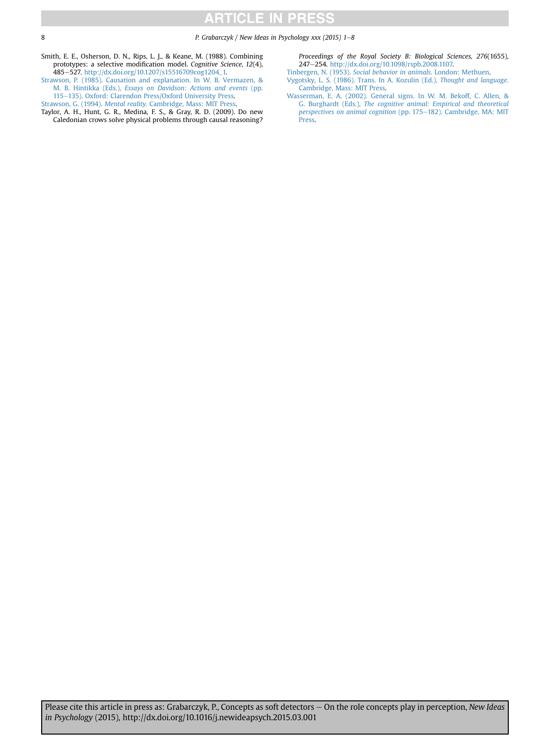Smith, E. E., Osherson, D. N., Rips, L. J., & Keane, M. (1988). Combining prototypes: a selective modification model. *Cognitive Science, 12*(4), 485–527. http://dx.doi.org/10.1207/s15516709cog1204_1.

Strawson, P. (1985). Causation and explanation. In W. B. Vermazen, & M. B. Hintikka (Eds.), *Essays on Davidson: Actions and events* (pp. 115–135). Oxford: Clarendon Press/Oxford University Press.

Strawson, G. (1994). *Mental reality*. Cambridge, Mass: MIT Press.

Taylor, A. H., Hunt, G. R., Medina, F. S., & Gray, R. D. (2009). Do new Caledonian crows solve physical problems through causal reasoning? *Proceedings of the Royal Society B: Biological Sciences, 276*(1655), 247–254. http://dx.doi.org/10.1098/rspb.2008.1107.

Tinbergen, N. (1953). *Social behavior in animals*. London: Methuen.

Vygotsky, L. S. (1986). Trans. In A. Kozulin (Ed.), *Thought and language*. Cambridge, Mass: MIT Press.

Wasserman, E. A. (2002). General signs. In W. M. Bekoff, C. Allen, & G. Burghardt (Eds.), *The cognitive animal: Empirical and theoretical perspectives on animal cognition* (pp. 175–182). Cambridge, MA: MIT Press.

Please cite this article in press as: Grabarczyk, P., Concepts as soft detectors — On the role concepts play in perception, *New Ideas in Psychology* (2015), http://dx.doi.org/10.1016/j.newideapsych.2015.03.001